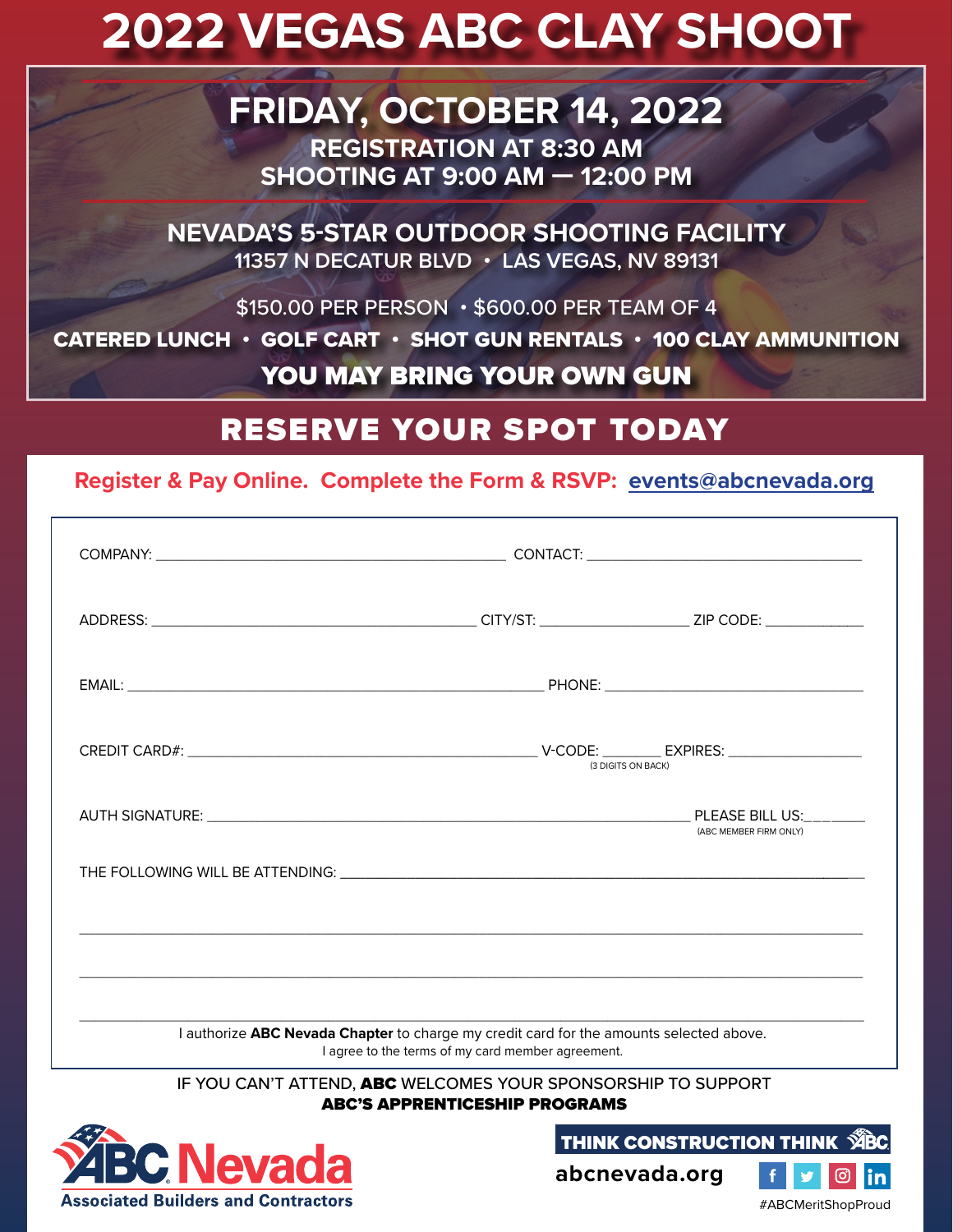# 2022 VEGAS ABC CLAY SHOOT

## FRIDAY, OCTOBER 14, 2022

**REGISTRATION AT 8:30 AM**
**SHOOTING AT 9:00 AM — 12:00 PM**

**NEVADA'S 5-STAR OUTDOOR SHOOTING FACILITY**
**11357 N DECATUR BLVD • LAS VEGAS, NV 89131**

$150.00 PER PERSON • $600.00 PER TEAM OF 4

**CATERED LUNCH • GOLF CART • SHOT GUN RENTALS • 100 CLAY AMMUNITION**

**YOU MAY BRING YOUR OWN GUN**

## RESERVE YOUR SPOT TODAY

**Register & Pay Online. Complete the Form & RSVP: events@abcnevada.org**

COMPANY: ______________________ CONTACT: ______________________

ADDRESS: ______________________ CITY/ST: ______________ ZIP CODE: __________

EMAIL: ______________________ PHONE: ______________________

CREDIT CARD#: ______________________ V-CODE: ______ (3 DIGITS ON BACK) EXPIRES: __________

AUTH SIGNATURE: ______________________ PLEASE BILL US:______ (ABC MEMBER FIRM ONLY)

THE FOLLOWING WILL BE ATTENDING: ______________________

______________________

______________________

______________________

I authorize **ABC Nevada Chapter** to charge my credit card for the amounts selected above.
I agree to the terms of my card member agreement.

IF YOU CAN'T ATTEND, **ABC** WELCOMES YOUR SPONSORSHIP TO SUPPORT
**ABC'S APPRENTICESHIP PROGRAMS**

**ABC Nevada**
**Associated Builders and Contractors**

**THINK CONSTRUCTION THINK ABC**

**abcnevada.org**

#ABCMeritShopProud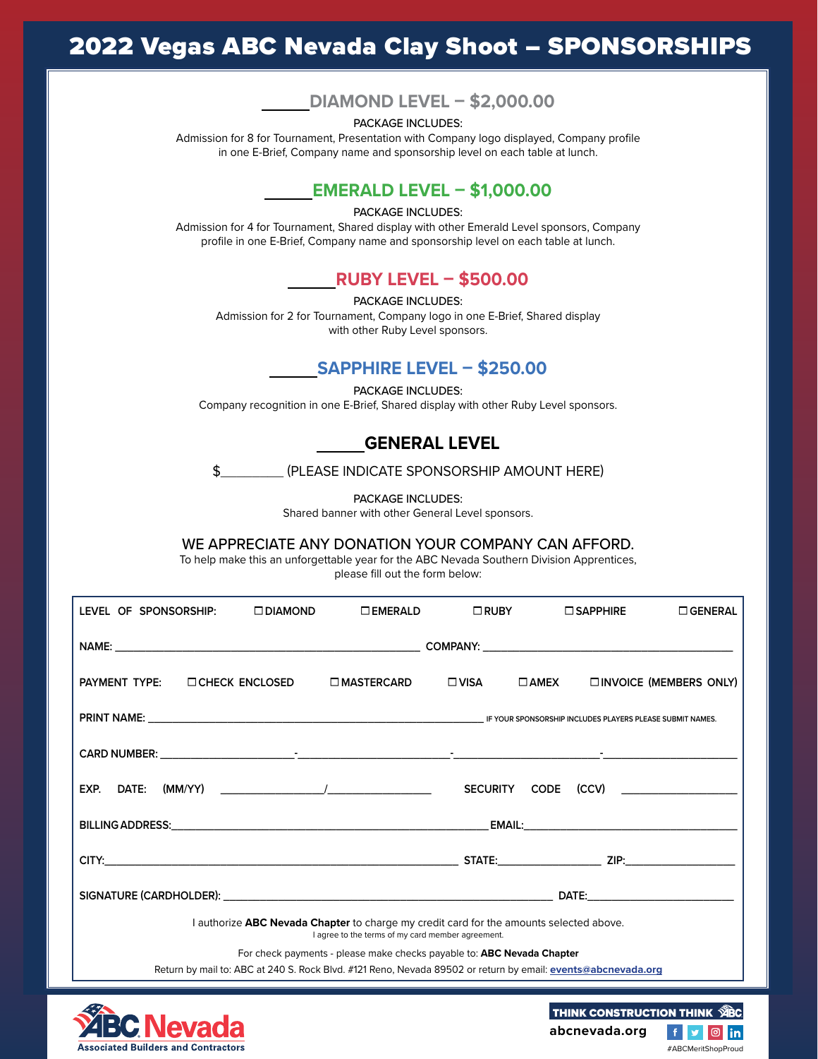# 2022 Vegas ABC Nevada Clay Shoot – SPONSORSHIPS

## _____DIAMOND LEVEL – $2,000.00

PACKAGE INCLUDES:
Admission for 8 for Tournament, Presentation with Company logo displayed, Company profile in one E-Brief, Company name and sponsorship level on each table at lunch.

## _____EMERALD LEVEL – $1,000.00

PACKAGE INCLUDES:
Admission for 4 for Tournament, Shared display with other Emerald Level sponsors, Company profile in one E-Brief, Company name and sponsorship level on each table at lunch.

## _____RUBY LEVEL – $500.00

PACKAGE INCLUDES:
Admission for 2 for Tournament, Company logo in one E-Brief, Shared display with other Ruby Level sponsors.

## _____SAPPHIRE LEVEL – $250.00

PACKAGE INCLUDES:
Company recognition in one E-Brief, Shared display with other Ruby Level sponsors.

## _____GENERAL LEVEL

$_________ (PLEASE INDICATE SPONSORSHIP AMOUNT HERE)

PACKAGE INCLUDES:
Shared banner with other General Level sponsors.

### WE APPRECIATE ANY DONATION YOUR COMPANY CAN AFFORD.

To help make this an unforgettable year for the ABC Nevada Southern Division Apprentices, please fill out the form below:

LEVEL OF SPONSORSHIP: ☐ DIAMOND ☐ EMERALD ☐ RUBY ☐ SAPPHIRE ☐ GENERAL

NAME: ______________________ COMPANY: ______________________

PAYMENT TYPE: ☐ CHECK ENCLOSED ☐ MASTERCARD ☐ VISA ☐ AMEX ☐ INVOICE (MEMBERS ONLY)

PRINT NAME: ______________________ IF YOUR SPONSORSHIP INCLUDES PLAYERS PLEASE SUBMIT NAMES.

CARD NUMBER: __________-__________-__________-__________

EXP. DATE: (MM/YY) __________/__________ SECURITY CODE (CCV) __________

BILLING ADDRESS: ______________________ EMAIL: ______________________

CITY: ______________________ STATE: __________ ZIP: __________

SIGNATURE (CARDHOLDER): ______________________ DATE: __________

I authorize **ABC Nevada Chapter** to charge my credit card for the amounts selected above.
I agree to the terms of my card member agreement.

For check payments - please make checks payable to: **ABC Nevada Chapter**

Return by mail to: ABC at 240 S. Rock Blvd. #121 Reno, Nevada 89502 or return by email: events@abcnevada.org

ABC Nevada
Associated Builders and Contractors

THINK CONSTRUCTION THINK ABC
abcnevada.org
#ABCMeritShopProud